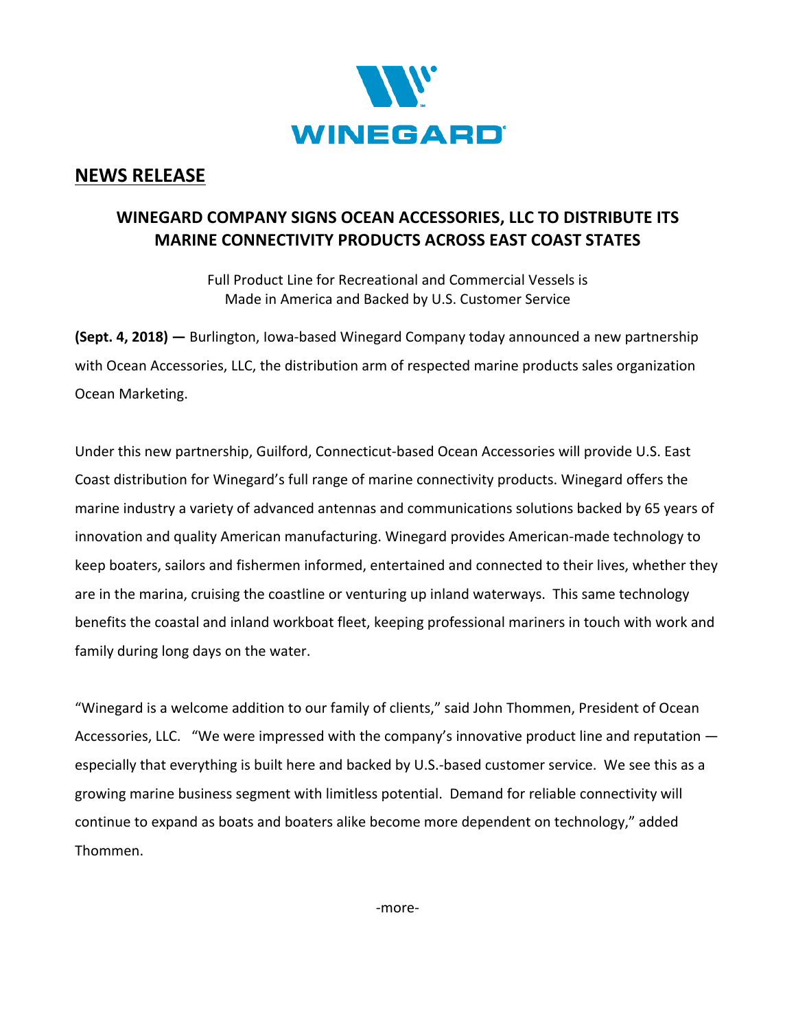WINEGARD

## NEWS RELEASE

### WINEGARD COMPANY SIGNS OCEAN ACCESSORIES, LLC TO DISTRIBUTE ITS MARINE CONNECTIVITY PRODUCTS ACROSS EAST COAST STATES

Full Product Line for Recreational and Commercial Vessels is Made in America and Backed by U.S. Customer Service

**(Sept. 4, 2018) —** Burlington, Iowa-based Winegard Company today announced a new partnership with Ocean Accessories, LLC, the distribution arm of respected marine products sales organization Ocean Marketing.

Under this new partnership, Guilford, Connecticut-based Ocean Accessories will provide U.S. East Coast distribution for Winegard's full range of marine connectivity products. Winegard offers the marine industry a variety of advanced antennas and communications solutions backed by 65 years of innovation and quality American manufacturing. Winegard provides American-made technology to keep boaters, sailors and fishermen informed, entertained and connected to their lives, whether they are in the marina, cruising the coastline or venturing up inland waterways. This same technology benefits the coastal and inland workboat fleet, keeping professional mariners in touch with work and family during long days on the water.

"Winegard is a welcome addition to our family of clients," said John Thommen, President of Ocean Accessories, LLC. "We were impressed with the company's innovative product line and reputation — especially that everything is built here and backed by U.S.-based customer service. We see this as a growing marine business segment with limitless potential. Demand for reliable connectivity will continue to expand as boats and boaters alike become more dependent on technology," added Thommen.

-more-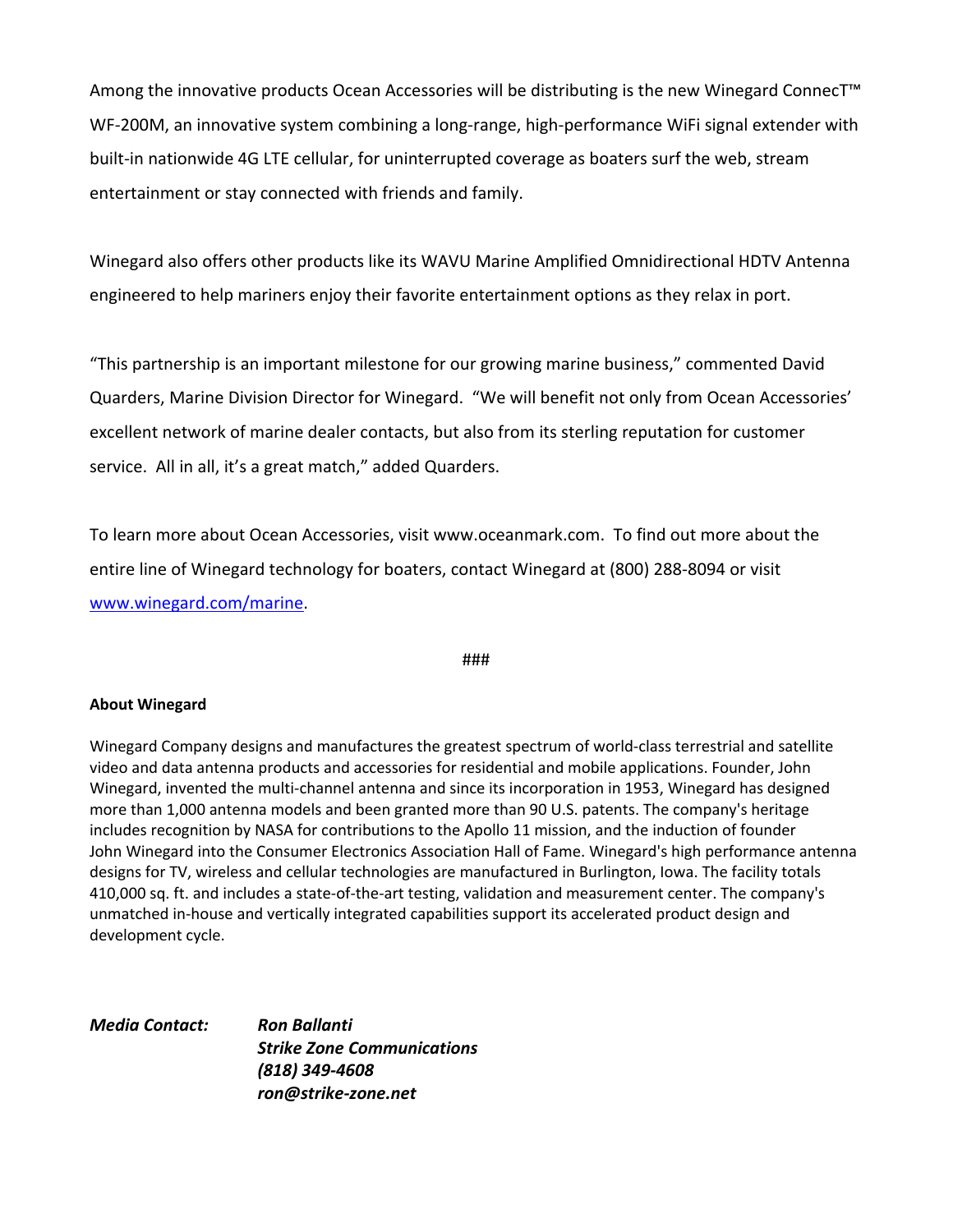Among the innovative products Ocean Accessories will be distributing is the new Winegard ConnecT™ WF-200M, an innovative system combining a long-range, high-performance WiFi signal extender with built-in nationwide 4G LTE cellular, for uninterrupted coverage as boaters surf the web, stream entertainment or stay connected with friends and family.

Winegard also offers other products like its WAVU Marine Amplified Omnidirectional HDTV Antenna engineered to help mariners enjoy their favorite entertainment options as they relax in port.

"This partnership is an important milestone for our growing marine business," commented David Quarders, Marine Division Director for Winegard. "We will benefit not only from Ocean Accessories' excellent network of marine dealer contacts, but also from its sterling reputation for customer service. All in all, it's a great match," added Quarders.

To learn more about Ocean Accessories, visit www.oceanmark.com. To find out more about the entire line of Winegard technology for boaters, contact Winegard at (800) 288-8094 or visit [www.winegard.com/marine](www.winegard.com/marine).

###

**About Winegard**

Winegard Company designs and manufactures the greatest spectrum of world-class terrestrial and satellite video and data antenna products and accessories for residential and mobile applications. Founder, John Winegard, invented the multi-channel antenna and since its incorporation in 1953, Winegard has designed more than 1,000 antenna models and been granted more than 90 U.S. patents. The company's heritage includes recognition by NASA for contributions to the Apollo 11 mission, and the induction of founder John Winegard into the Consumer Electronics Association Hall of Fame. Winegard's high performance antenna designs for TV, wireless and cellular technologies are manufactured in Burlington, Iowa. The facility totals 410,000 sq. ft. and includes a state-of-the-art testing, validation and measurement center. The company's unmatched in-house and vertically integrated capabilities support its accelerated product design and development cycle.

***Media Contact:*** ***Ron Ballanti***
***Strike Zone Communications***
***(818) 349-4608***
***ron@strike-zone.net***